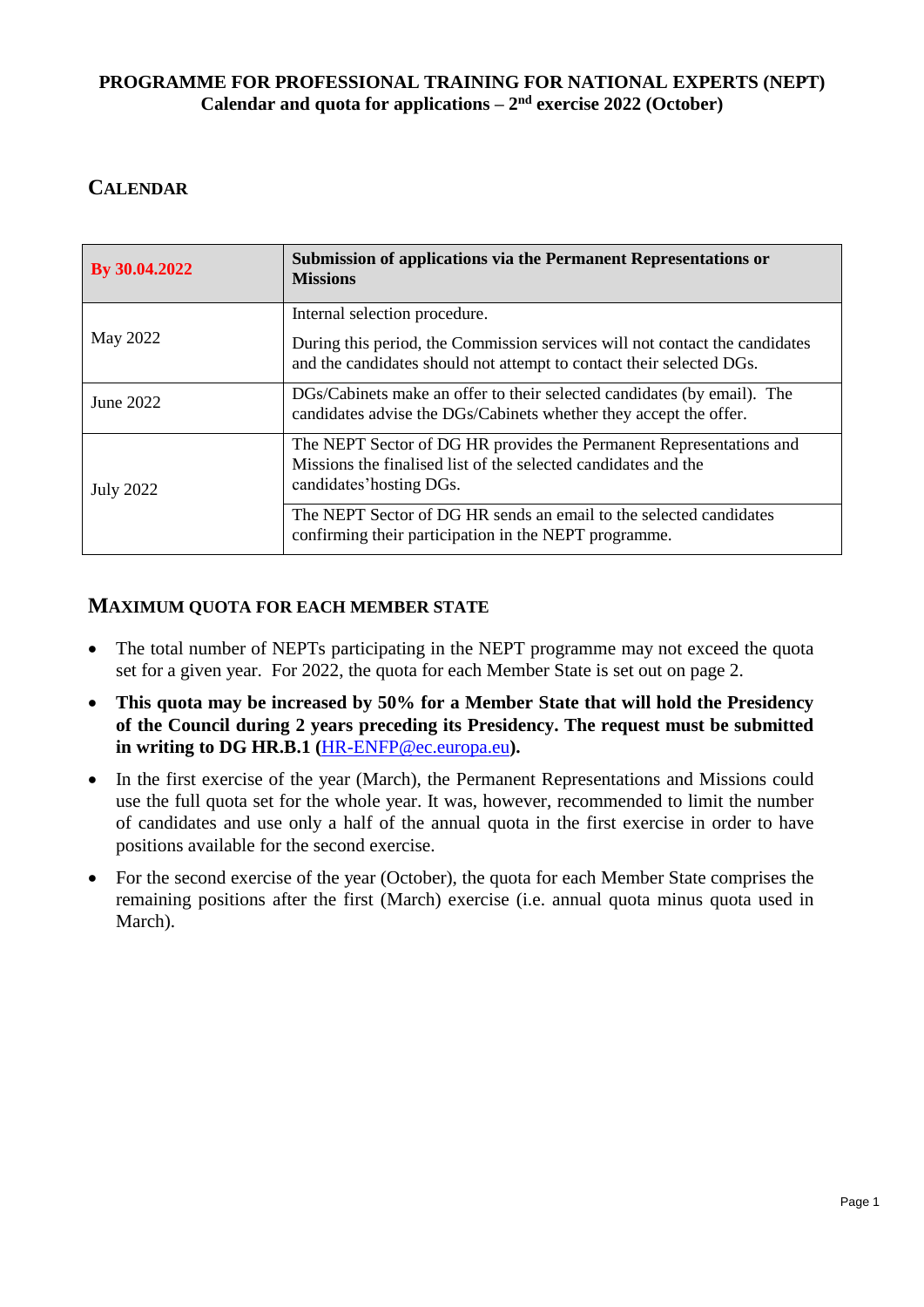# PROGRAMME FOR PROFESSIONAL TRAINING FOR NATIONAL EXPERTS (NEPT)
## Calendar and quota for applications – 2nd exercise 2022 (October)

## CALENDAR

| By 30.04.2022 | **Submission of applications via the Permanent Representations or Missions** |
|---|---|
| May 2022 | Internal selection procedure.<br><br>During this period, the Commission services will not contact the candidates and the candidates should not attempt to contact their selected DGs. |
| June 2022 | DGs/Cabinets make an offer to their selected candidates (by email). The candidates advise the DGs/Cabinets whether they accept the offer. |
| July 2022 | The NEPT Sector of DG HR provides the Permanent Representations and Missions the finalised list of the selected candidates and the candidates'hosting DGs. |
| | The NEPT Sector of DG HR sends an email to the selected candidates confirming their participation in the NEPT programme. |

## MAXIMUM QUOTA FOR EACH MEMBER STATE

- The total number of NEPTs participating in the NEPT programme may not exceed the quota set for a given year. For 2022, the quota for each Member State is set out on page 2.
- **This quota may be increased by 50% for a Member State that will hold the Presidency of the Council during 2 years preceding its Presidency. The request must be submitted in writing to DG HR.B.1 (HR-ENFP@ec.europa.eu).**
- In the first exercise of the year (March), the Permanent Representations and Missions could use the full quota set for the whole year. It was, however, recommended to limit the number of candidates and use only a half of the annual quota in the first exercise in order to have positions available for the second exercise.
- For the second exercise of the year (October), the quota for each Member State comprises the remaining positions after the first (March) exercise (i.e. annual quota minus quota used in March).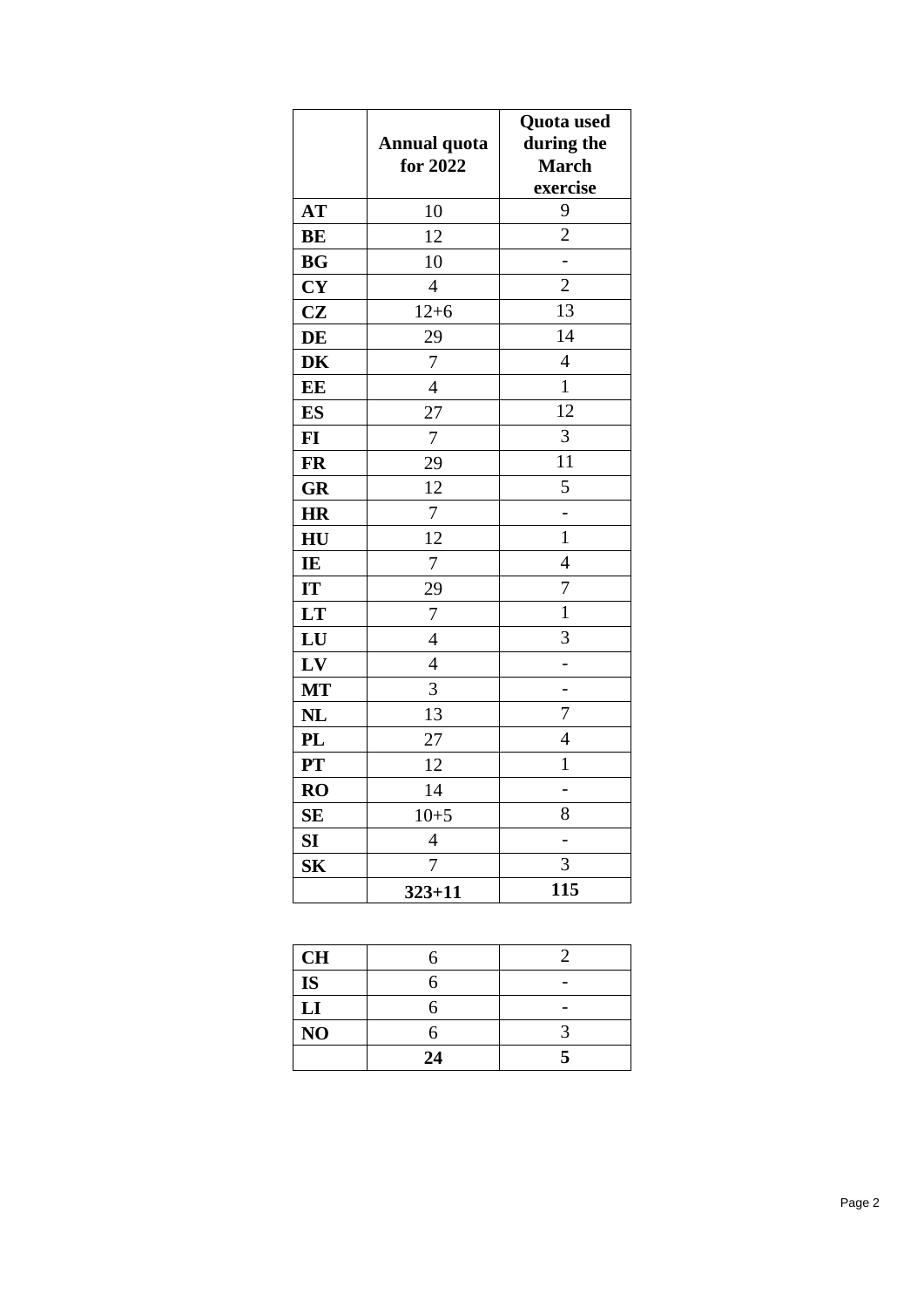| | Annual quota for 2022 | Quota used during the March exercise |
|---|---|---|
| **AT** | 10 | 9 |
| **BE** | 12 | 2 |
| **BG** | 10 | - |
| **CY** | 4 | 2 |
| **CZ** | 12+6 | 13 |
| **DE** | 29 | 14 |
| **DK** | 7 | 4 |
| **EE** | 4 | 1 |
| **ES** | 27 | 12 |
| **FI** | 7 | 3 |
| **FR** | 29 | 11 |
| **GR** | 12 | 5 |
| **HR** | 7 | - |
| **HU** | 12 | 1 |
| **IE** | 7 | 4 |
| **IT** | 29 | 7 |
| **LT** | 7 | 1 |
| **LU** | 4 | 3 |
| **LV** | 4 | - |
| **MT** | 3 | - |
| **NL** | 13 | 7 |
| **PL** | 27 | 4 |
| **PT** | 12 | 1 |
| **RO** | 14 | - |
| **SE** | 10+5 | 8 |
| **SI** | 4 | - |
| **SK** | 7 | 3 |
| | **323+11** | **115** |

| | | |
|---|---|---|
| **CH** | 6 | 2 |
| **IS** | 6 | - |
| **LI** | 6 | - |
| **NO** | 6 | 3 |
| | **24** | **5** |